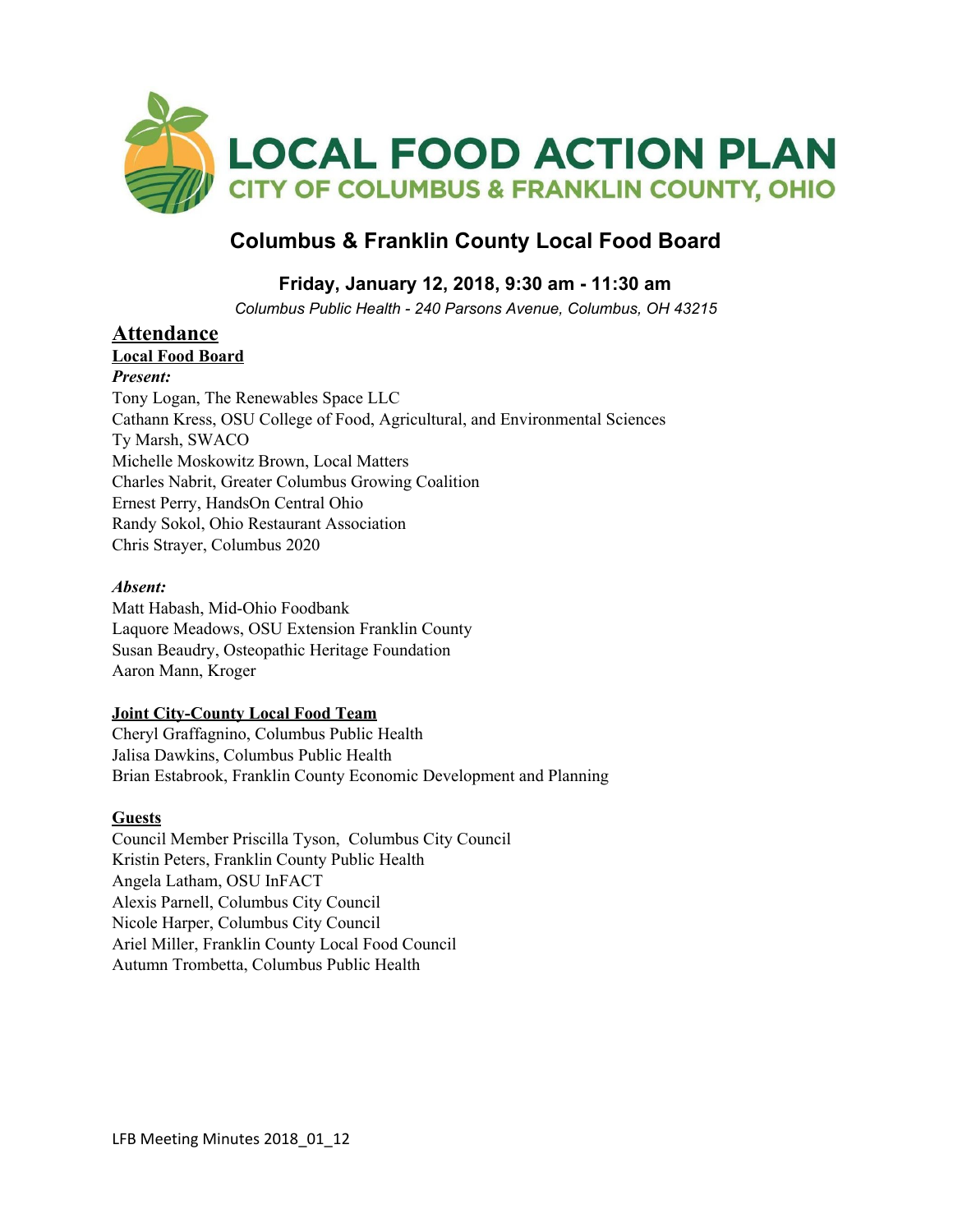# LOCAL FOOD ACTION PLAN

CITY OF COLUMBUS & FRANKLIN COUNTY, OHIO

## Columbus & Franklin County Local Food Board

### Friday, January 12, 2018, 9:30 am - 11:30 am

*Columbus Public Health - 240 Parsons Avenue, Columbus, OH 43215*

## Attendance

**Local Food Board**

***Present:***

Tony Logan, The Renewables Space LLC
Cathann Kress, OSU College of Food, Agricultural, and Environmental Sciences
Ty Marsh, SWACO
Michelle Moskowitz Brown, Local Matters
Charles Nabrit, Greater Columbus Growing Coalition
Ernest Perry, HandsOn Central Ohio
Randy Sokol, Ohio Restaurant Association
Chris Strayer, Columbus 2020

***Absent:***

Matt Habash, Mid-Ohio Foodbank
Laquore Meadows, OSU Extension Franklin County
Susan Beaudry, Osteopathic Heritage Foundation
Aaron Mann, Kroger

**Joint City-County Local Food Team**

Cheryl Graffagnino, Columbus Public Health
Jalisa Dawkins, Columbus Public Health
Brian Estabrook, Franklin County Economic Development and Planning

**Guests**

Council Member Priscilla Tyson, Columbus City Council
Kristin Peters, Franklin County Public Health
Angela Latham, OSU InFACT
Alexis Parnell, Columbus City Council
Nicole Harper, Columbus City Council
Ariel Miller, Franklin County Local Food Council
Autumn Trombetta, Columbus Public Health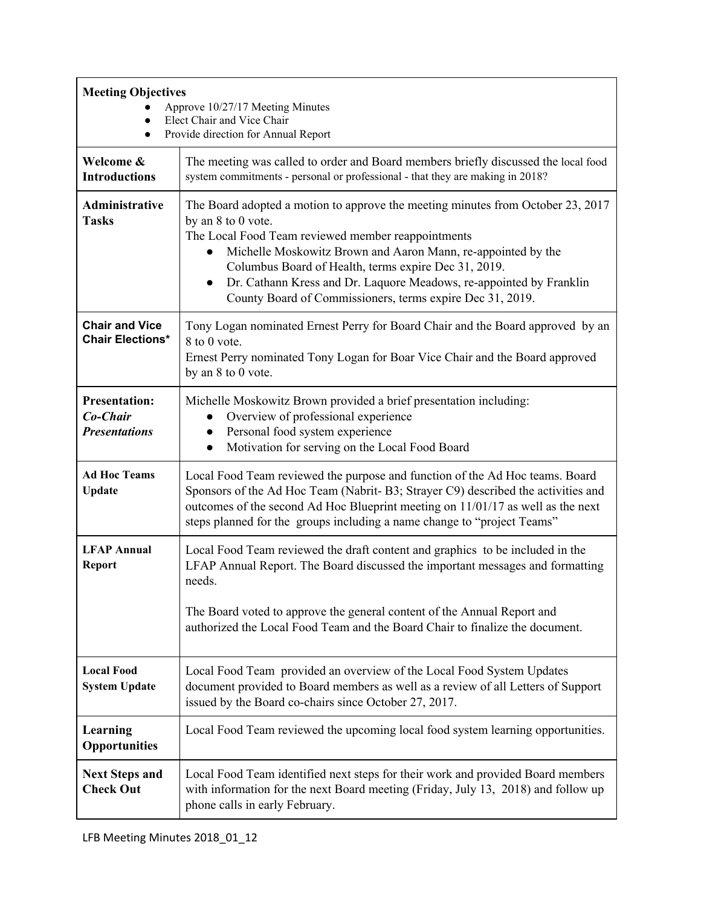| **Meeting Objectives**<br>- Approve 10/27/17 Meeting Minutes<br>- Elect Chair and Vice Chair<br>- Provide direction for Annual Report | |
|---|---|
| **Welcome & Introductions** | The meeting was called to order and Board members briefly discussed the local food system commitments - personal or professional - that they are making in 2018? |
| **Administrative Tasks** | The Board adopted a motion to approve the meeting minutes from October 23, 2017 by an 8 to 0 vote.<br>The Local Food Team reviewed member reappointments<br>- Michelle Moskowitz Brown and Aaron Mann, re-appointed by the Columbus Board of Health, terms expire Dec 31, 2019.<br>- Dr. Cathann Kress and Dr. Laquore Meadows, re-appointed by Franklin County Board of Commissioners, terms expire Dec 31, 2019. |
| **Chair and Vice Chair Elections*** | Tony Logan nominated Ernest Perry for Board Chair and the Board approved by an 8 to 0 vote.<br>Ernest Perry nominated Tony Logan for Boar Vice Chair and the Board approved by an 8 to 0 vote. |
| **Presentation:** ***Co-Chair Presentations*** | Michelle Moskowitz Brown provided a brief presentation including:<br>- Overview of professional experience<br>- Personal food system experience<br>- Motivation for serving on the Local Food Board |
| **Ad Hoc Teams Update** | Local Food Team reviewed the purpose and function of the Ad Hoc teams. Board Sponsors of the Ad Hoc Team (Nabrit- B3; Strayer C9) described the activities and outcomes of the second Ad Hoc Blueprint meeting on 11/01/17 as well as the next steps planned for the groups including a name change to "project Teams" |
| **LFAP Annual Report** | Local Food Team reviewed the draft content and graphics to be included in the LFAP Annual Report. The Board discussed the important messages and formatting needs.<br><br>The Board voted to approve the general content of the Annual Report and authorized the Local Food Team and the Board Chair to finalize the document. |
| **Local Food System Update** | Local Food Team provided an overview of the Local Food System Updates document provided to Board members as well as a review of all Letters of Support issued by the Board co-chairs since October 27, 2017. |
| **Learning Opportunities** | Local Food Team reviewed the upcoming local food system learning opportunities. |
| **Next Steps and Check Out** | Local Food Team identified next steps for their work and provided Board members with information for the next Board meeting (Friday, July 13, 2018) and follow up phone calls in early February. |

LFB Meeting Minutes 2018_01_12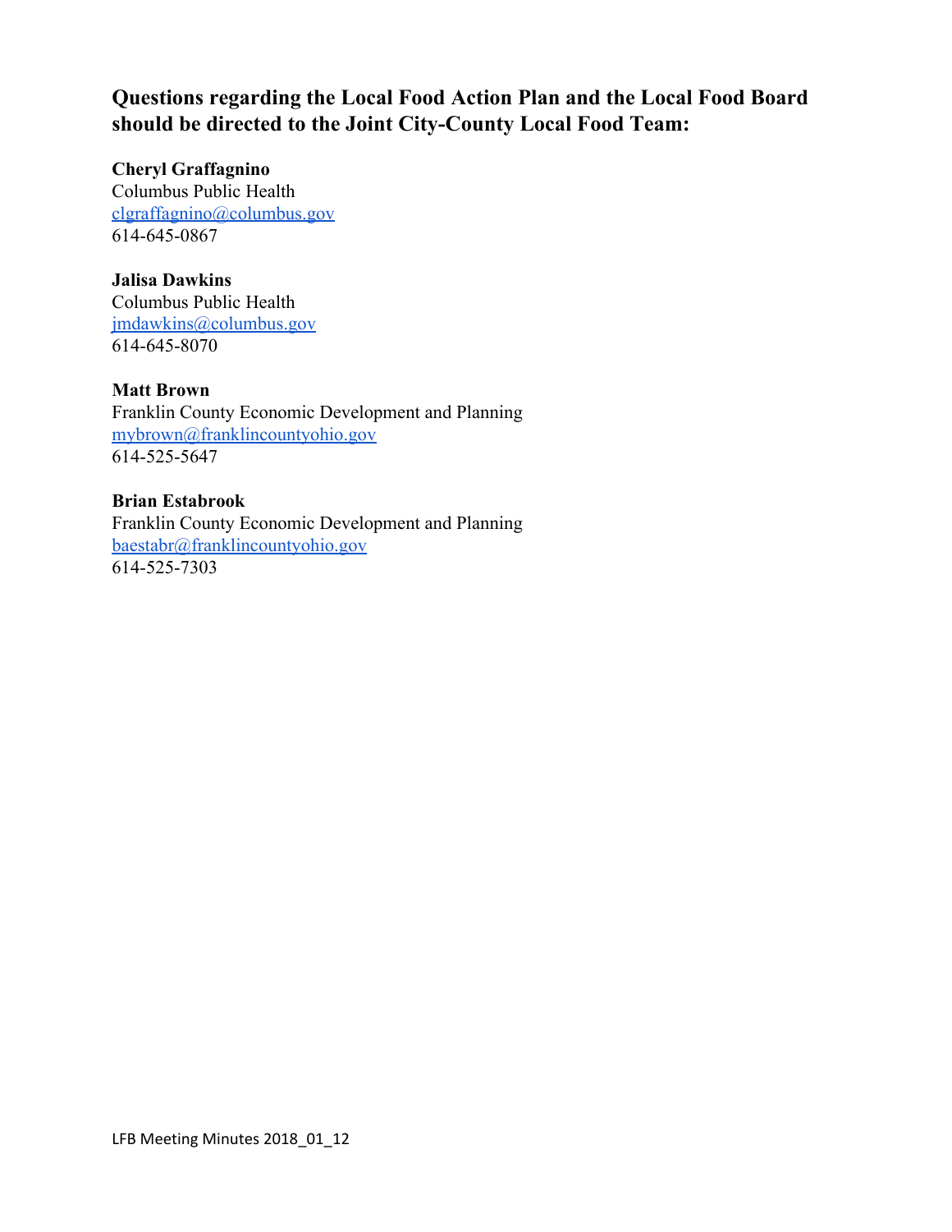**Questions regarding the Local Food Action Plan and the Local Food Board should be directed to the Joint City-County Local Food Team:**

**Cheryl Graffagnino**
Columbus Public Health
clgraffagnino@columbus.gov
614-645-0867

**Jalisa Dawkins**
Columbus Public Health
jmdawkins@columbus.gov
614-645-8070

**Matt Brown**
Franklin County Economic Development and Planning
mybrown@franklincountyohio.gov
614-525-5647

**Brian Estabrook**
Franklin County Economic Development and Planning
baestabr@franklincountyohio.gov
614-525-7303